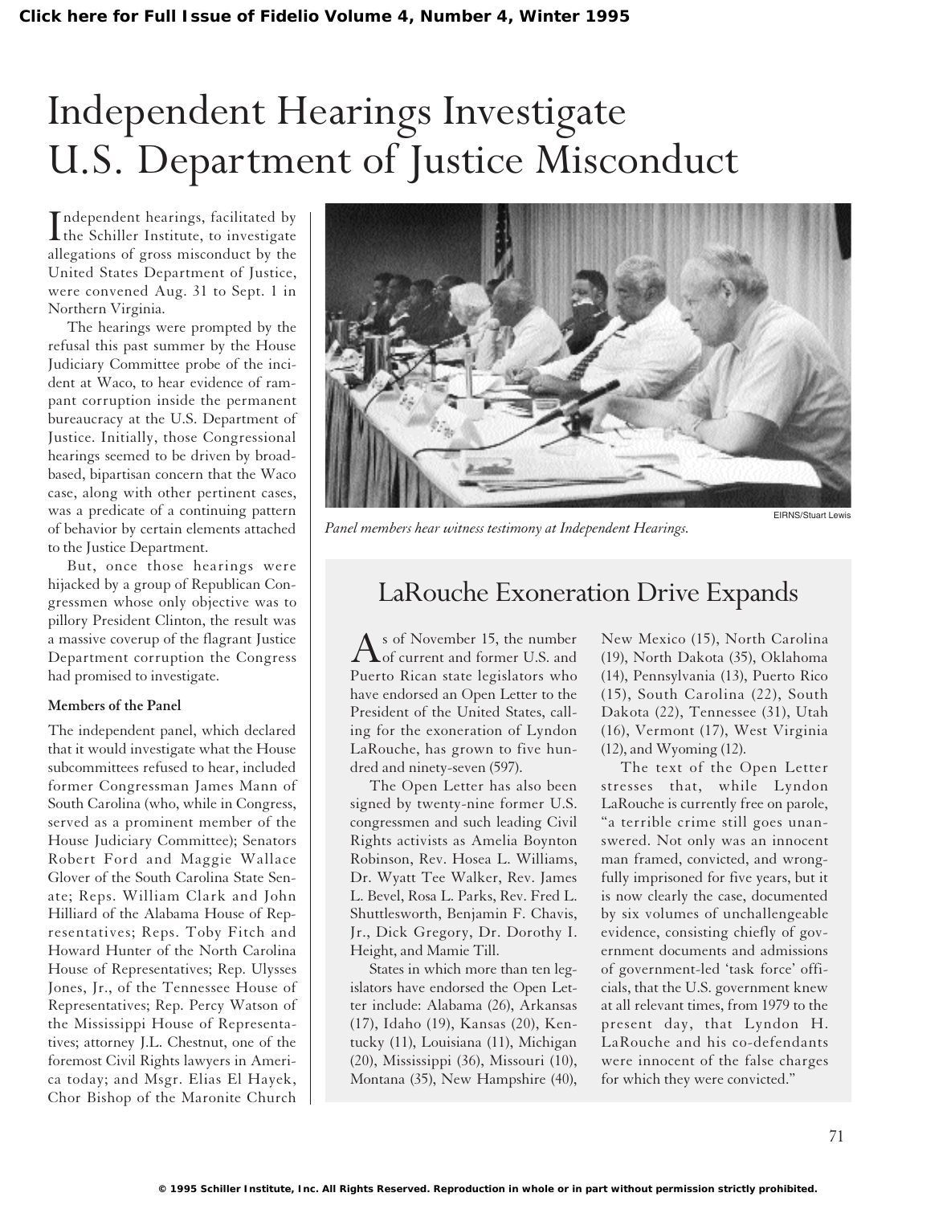# Independent Hearings Investigate U.S. Department of Justice Misconduct

Independent hearings, facilitated by the Schiller Institute, to investigate allegations of gross misconduct by the United States Department of Justice, were convened Aug. 31 to Sept. 1 in Northern Virginia.

The hearings were prompted by the refusal this past summer by the House Judiciary Committee probe of the incident at Waco, to hear evidence of rampant corruption inside the permanent bureaucracy at the U.S. Department of Justice. Initially, those Congressional hearings seemed to be driven by broad-based, bipartisan concern that the Waco case, along with other pertinent cases, was a predicate of a continuing pattern of behavior by certain elements attached to the Justice Department.

But, once those hearings were hijacked by a group of Republican Congressmen whose only objective was to pillory President Clinton, the result was a massive coverup of the flagrant Justice Department corruption the Congress had promised to investigate.

**Members of the Panel**

The independent panel, which declared that it would investigate what the House subcommittees refused to hear, included former Congressman James Mann of South Carolina (who, while in Congress, served as a prominent member of the House Judiciary Committee); Senators Robert Ford and Maggie Wallace Glover of the South Carolina State Senate; Reps. William Clark and John Hilliard of the Alabama House of Representatives; Reps. Toby Fitch and Howard Hunter of the North Carolina House of Representatives; Rep. Ulysses Jones, Jr., of the Tennessee House of Representatives; Rep. Percy Watson of the Mississippi House of Representatives; attorney J.L. Chestnut, one of the foremost Civil Rights lawyers in America today; and Msgr. Elias El Hayek, Chor Bishop of the Maronite Church

EIRNS/Stuart Lewis

*Panel members hear witness testimony at Independent Hearings.*

## LaRouche Exoneration Drive Expands

As of November 15, the number of current and former U.S. and Puerto Rican state legislators who have endorsed an Open Letter to the President of the United States, calling for the exoneration of Lyndon LaRouche, has grown to five hundred and ninety-seven (597).

The Open Letter has also been signed by twenty-nine former U.S. congressmen and such leading Civil Rights activists as Amelia Boynton Robinson, Rev. Hosea L. Williams, Dr. Wyatt Tee Walker, Rev. James L. Bevel, Rosa L. Parks, Rev. Fred L. Shuttlesworth, Benjamin F. Chavis, Jr., Dick Gregory, Dr. Dorothy I. Height, and Mamie Till.

States in which more than ten legislators have endorsed the Open Letter include: Alabama (26), Arkansas (17), Idaho (19), Kansas (20), Kentucky (11), Louisiana (11), Michigan (20), Mississippi (36), Missouri (10), Montana (35), New Hampshire (40), New Mexico (15), North Carolina (19), North Dakota (35), Oklahoma (14), Pennsylvania (13), Puerto Rico (15), South Carolina (22), South Dakota (22), Tennessee (31), Utah (16), Vermont (17), West Virginia (12), and Wyoming (12).

The text of the Open Letter stresses that, while Lyndon LaRouche is currently free on parole, "a terrible crime still goes unanswered. Not only was an innocent man framed, convicted, and wrongfully imprisoned for five years, but it is now clearly the case, documented by six volumes of unchallengeable evidence, consisting chiefly of government documents and admissions of government-led 'task force' officials, that the U.S. government knew at all relevant times, from 1979 to the present day, that Lyndon H. LaRouche and his co-defendants were innocent of the false charges for which they were convicted."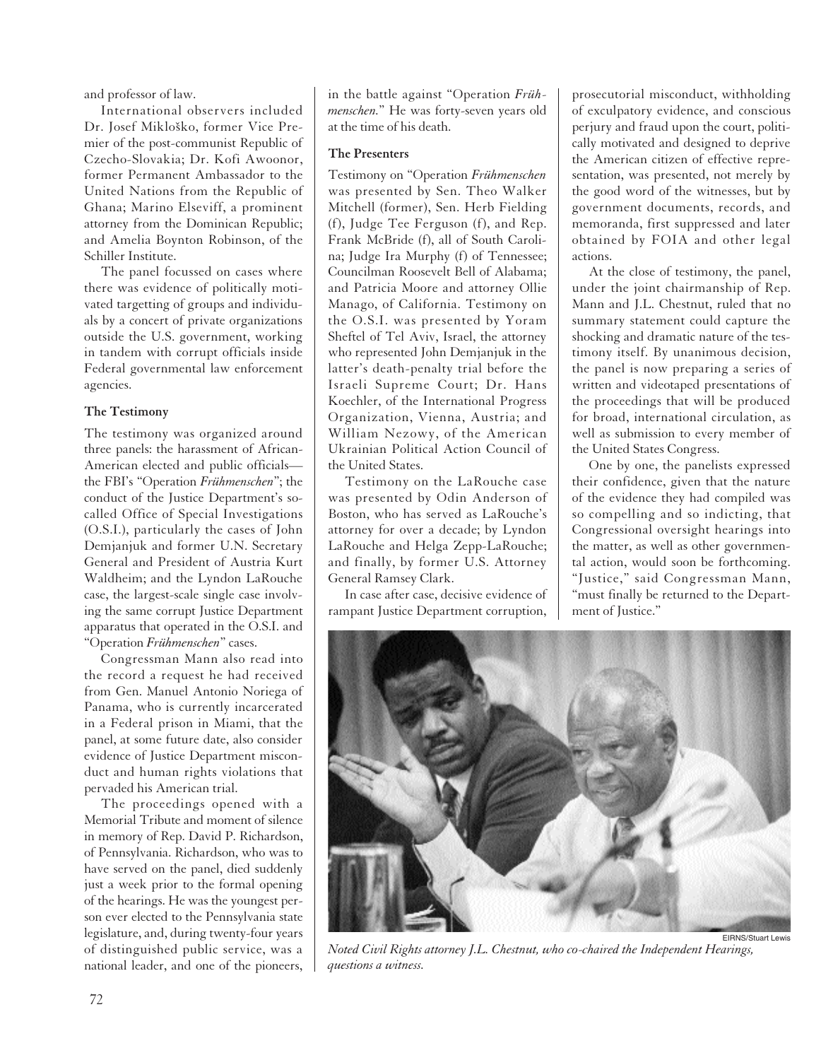and professor of law.

International observers included Dr. Josef Miklo­ško, former Vice Premier of the post-communist Republic of Czecho-Slovakia; Dr. Kofi Awoonor, former Permanent Ambassador to the United Nations from the Republic of Ghana; Marino Elseviff, a prominent attorney from the Dominican Republic; and Amelia Boynton Robinson, of the Schiller Institute.

The panel focussed on cases where there was evidence of politically motivated targetting of groups and individuals by a concert of private organizations outside the U.S. government, working in tandem with corrupt officials inside Federal governmental law enforcement agencies.

**The Testimony**

The testimony was organized around three panels: the harassment of African-American elected and public officials—the FBI's "Operation *Frühmenschen*"; the conduct of the Justice Department's so-called Office of Special Investigations (O.S.I.), particularly the cases of John Demjanjuk and former U.N. Secretary General and President of Austria Kurt Waldheim; and the Lyndon LaRouche case, the largest-scale single case involving the same corrupt Justice Department apparatus that operated in the O.S.I. and "Operation *Frühmenschen*" cases.

Congressman Mann also read into the record a request he had received from Gen. Manuel Antonio Noriega of Panama, who is currently incarcerated in a Federal prison in Miami, that the panel, at some future date, also consider evidence of Justice Department misconduct and human rights violations that pervaded his American trial.

The proceedings opened with a Memorial Tribute and moment of silence in memory of Rep. David P. Richardson, of Pennsylvania. Richardson, who was to have served on the panel, died suddenly just a week prior to the formal opening of the hearings. He was the youngest person ever elected to the Pennsylvania state legislature, and, during twenty-four years of distinguished public service, was a national leader, and one of the pioneers, in the battle against "Operation *Frühmenschen*." He was forty-seven years old at the time of his death.

**The Presenters**

Testimony on "Operation *Frühmenschen* was presented by Sen. Theo Walker Mitchell (former), Sen. Herb Fielding (f), Judge Tee Ferguson (f), and Rep. Frank McBride (f), all of South Carolina; Judge Ira Murphy (f) of Tennessee; Councilman Roosevelt Bell of Alabama; and Patricia Moore and attorney Ollie Manago, of California. Testimony on the O.S.I. was presented by Yoram Sheftel of Tel Aviv, Israel, the attorney who represented John Demjanjuk in the latter's death-penalty trial before the Israeli Supreme Court; Dr. Hans Koechler, of the International Progress Organization, Vienna, Austria; and William Nezowy, of the American Ukrainian Political Action Council of the United States.

Testimony on the LaRouche case was presented by Odin Anderson of Boston, who has served as LaRouche's attorney for over a decade; by Lyndon LaRouche and Helga Zepp-LaRouche; and finally, by former U.S. Attorney General Ramsey Clark.

In case after case, decisive evidence of rampant Justice Department corruption, prosecutorial misconduct, withholding of exculpatory evidence, and conscious perjury and fraud upon the court, politically motivated and designed to deprive the American citizen of effective representation, was presented, not merely by the good word of the witnesses, but by government documents, records, and memoranda, first suppressed and later obtained by FOIA and other legal actions.

At the close of testimony, the panel, under the joint chairmanship of Rep. Mann and J.L. Chestnut, ruled that no summary statement could capture the shocking and dramatic nature of the testimony itself. By unanimous decision, the panel is now preparing a series of written and videotaped presentations of the proceedings that will be produced for broad, international circulation, as well as submission to every member of the United States Congress.

One by one, the panelists expressed their confidence, given that the nature of the evidence they had compiled was so compelling and so indicting, that Congressional oversight hearings into the matter, as well as other governmental action, would soon be forthcoming. "Justice," said Congressman Mann, "must finally be returned to the Department of Justice."

EIRNS/Stuart Lewis

*Noted Civil Rights attorney J.L. Chestnut, who co-chaired the Independent Hearings, questions a witness.*